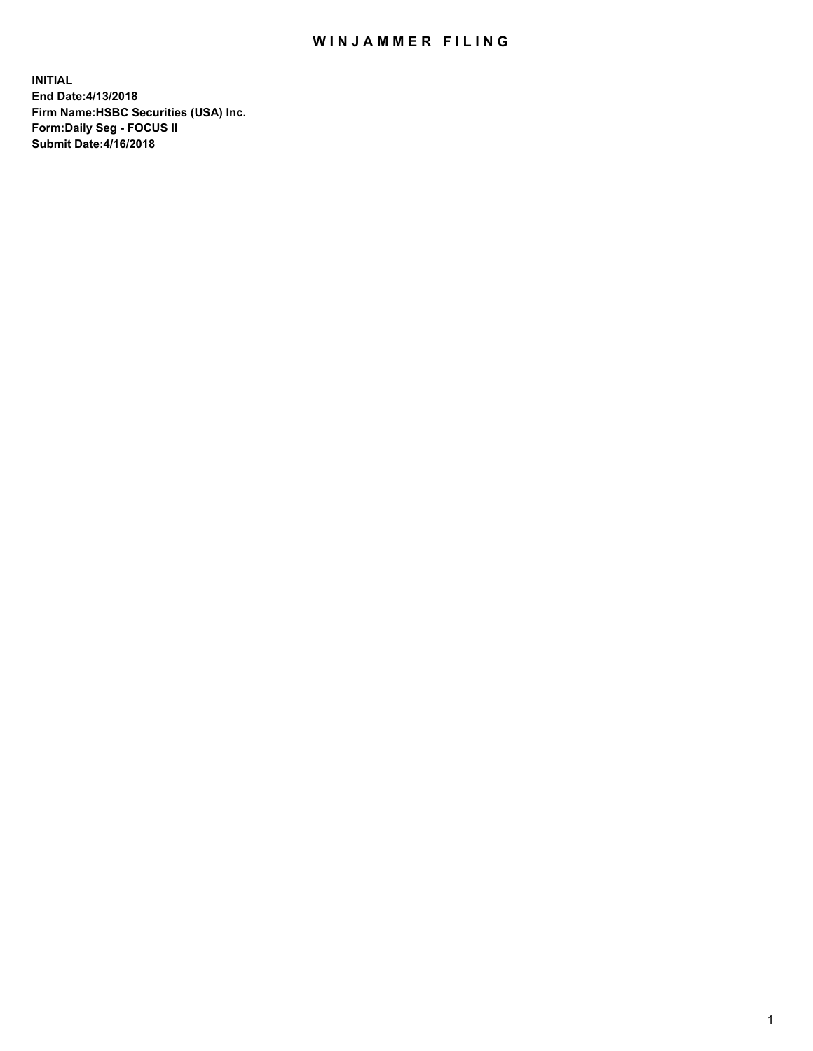# WINJAMMER FILING

**INITIAL**
**End Date:4/13/2018**
**Firm Name:HSBC Securities (USA) Inc.**
**Form:Daily Seg - FOCUS II**
**Submit Date:4/16/2018**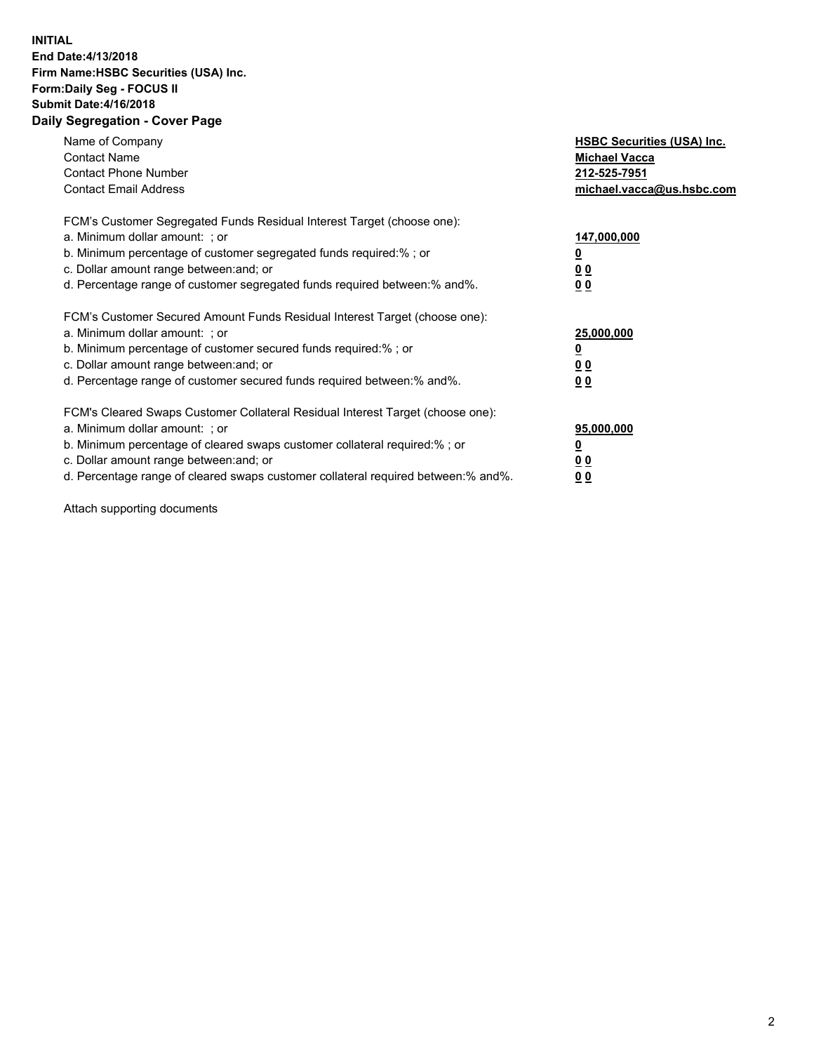**INITIAL**
**End Date:4/13/2018**
**Firm Name:HSBC Securities (USA) Inc.**
**Form:Daily Seg - FOCUS II**
**Submit Date:4/16/2018**

## Daily Segregation - Cover Page

| | |
|---|---|
| Name of Company | **HSBC Securities (USA) Inc.** |
| Contact Name | **Michael Vacca** |
| Contact Phone Number | **212-525-7951** |
| Contact Email Address | **michael.vacca@us.hsbc.com** |

| | |
|---|---|
| FCM's Customer Segregated Funds Residual Interest Target (choose one): | |
| a. Minimum dollar amount: ; or | **147,000,000** |
| b. Minimum percentage of customer segregated funds required:% ; or | **0** |
| c. Dollar amount range between:and; or | **0 0** |
| d. Percentage range of customer segregated funds required between:% and%. | **0 0** |

| | |
|---|---|
| FCM's Customer Secured Amount Funds Residual Interest Target (choose one): | |
| a. Minimum dollar amount: ; or | **25,000,000** |
| b. Minimum percentage of customer secured funds required:% ; or | **0** |
| c. Dollar amount range between:and; or | **0 0** |
| d. Percentage range of customer secured funds required between:% and%. | **0 0** |

| | |
|---|---|
| FCM's Cleared Swaps Customer Collateral Residual Interest Target (choose one): | |
| a. Minimum dollar amount: ; or | **95,000,000** |
| b. Minimum percentage of cleared swaps customer collateral required:% ; or | **0** |
| c. Dollar amount range between:and; or | **0 0** |
| d. Percentage range of cleared swaps customer collateral required between:% and%. | **0 0** |

Attach supporting documents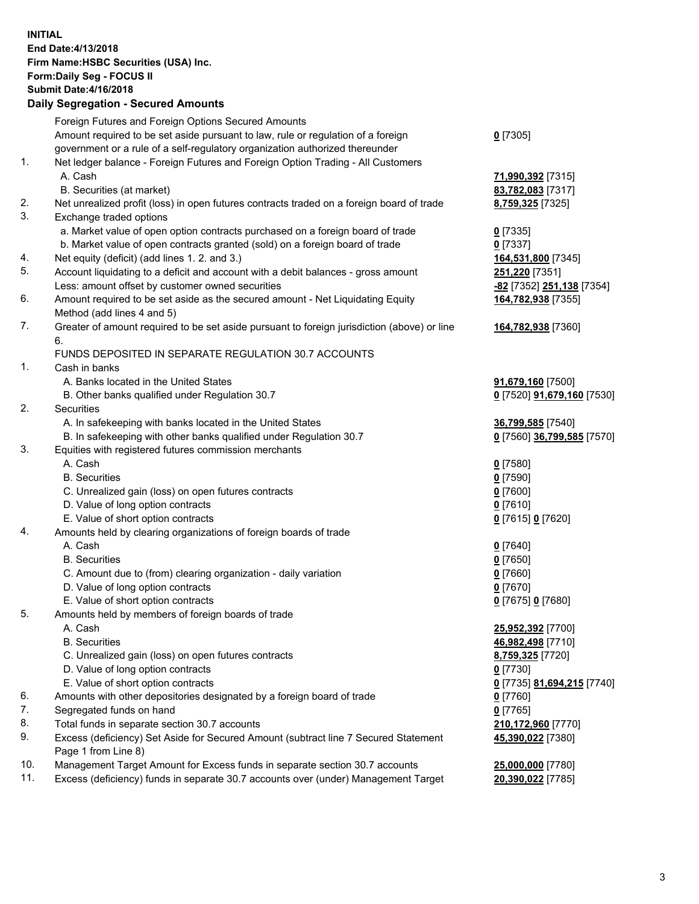**INITIAL**
**End Date:4/13/2018**
**Firm Name:HSBC Securities (USA) Inc.**
**Form:Daily Seg - FOCUS II**
**Submit Date:4/16/2018**

## Daily Segregation - Secured Amounts

| | | |
|---|---|---|
| | Foreign Futures and Foreign Options Secured Amounts | |
| | Amount required to be set aside pursuant to law, rule or regulation of a foreign government or a rule of a self-regulatory organization authorized thereunder | **0** [7305] |
| 1. | Net ledger balance - Foreign Futures and Foreign Option Trading - All Customers | |
| | A. Cash | **71,990,392** [7315] |
| | B. Securities (at market) | **83,782,083** [7317] |
| 2. | Net unrealized profit (loss) in open futures contracts traded on a foreign board of trade | **8,759,325** [7325] |
| 3. | Exchange traded options | |
| | a. Market value of open option contracts purchased on a foreign board of trade | **0** [7335] |
| | b. Market value of open contracts granted (sold) on a foreign board of trade | **0** [7337] |
| 4. | Net equity (deficit) (add lines 1. 2. and 3.) | **164,531,800** [7345] |
| 5. | Account liquidating to a deficit and account with a debit balances - gross amount | **251,220** [7351] |
| | Less: amount offset by customer owned securities | **-82** [7352] **251,138** [7354] |
| 6. | Amount required to be set aside as the secured amount - Net Liquidating Equity Method (add lines 4 and 5) | **164,782,938** [7355] |
| 7. | Greater of amount required to be set aside pursuant to foreign jurisdiction (above) or line 6. | **164,782,938** [7360] |
| | FUNDS DEPOSITED IN SEPARATE REGULATION 30.7 ACCOUNTS | |
| 1. | Cash in banks | |
| | A. Banks located in the United States | **91,679,160** [7500] |
| | B. Other banks qualified under Regulation 30.7 | **0** [7520] **91,679,160** [7530] |
| 2. | Securities | |
| | A. In safekeeping with banks located in the United States | **36,799,585** [7540] |
| | B. In safekeeping with other banks qualified under Regulation 30.7 | **0** [7560] **36,799,585** [7570] |
| 3. | Equities with registered futures commission merchants | |
| | A. Cash | **0** [7580] |
| | B. Securities | **0** [7590] |
| | C. Unrealized gain (loss) on open futures contracts | **0** [7600] |
| | D. Value of long option contracts | **0** [7610] |
| | E. Value of short option contracts | **0** [7615] **0** [7620] |
| 4. | Amounts held by clearing organizations of foreign boards of trade | |
| | A. Cash | **0** [7640] |
| | B. Securities | **0** [7650] |
| | C. Amount due to (from) clearing organization - daily variation | **0** [7660] |
| | D. Value of long option contracts | **0** [7670] |
| | E. Value of short option contracts | **0** [7675] **0** [7680] |
| 5. | Amounts held by members of foreign boards of trade | |
| | A. Cash | **25,952,392** [7700] |
| | B. Securities | **46,982,498** [7710] |
| | C. Unrealized gain (loss) on open futures contracts | **8,759,325** [7720] |
| | D. Value of long option contracts | **0** [7730] |
| | E. Value of short option contracts | **0** [7735] **81,694,215** [7740] |
| 6. | Amounts with other depositories designated by a foreign board of trade | **0** [7760] |
| 7. | Segregated funds on hand | **0** [7765] |
| 8. | Total funds in separate section 30.7 accounts | **210,172,960** [7770] |
| 9. | Excess (deficiency) Set Aside for Secured Amount (subtract line 7 Secured Statement Page 1 from Line 8) | **45,390,022** [7380] |
| 10. | Management Target Amount for Excess funds in separate section 30.7 accounts | **25,000,000** [7780] |
| 11. | Excess (deficiency) funds in separate 30.7 accounts over (under) Management Target | **20,390,022** [7785] |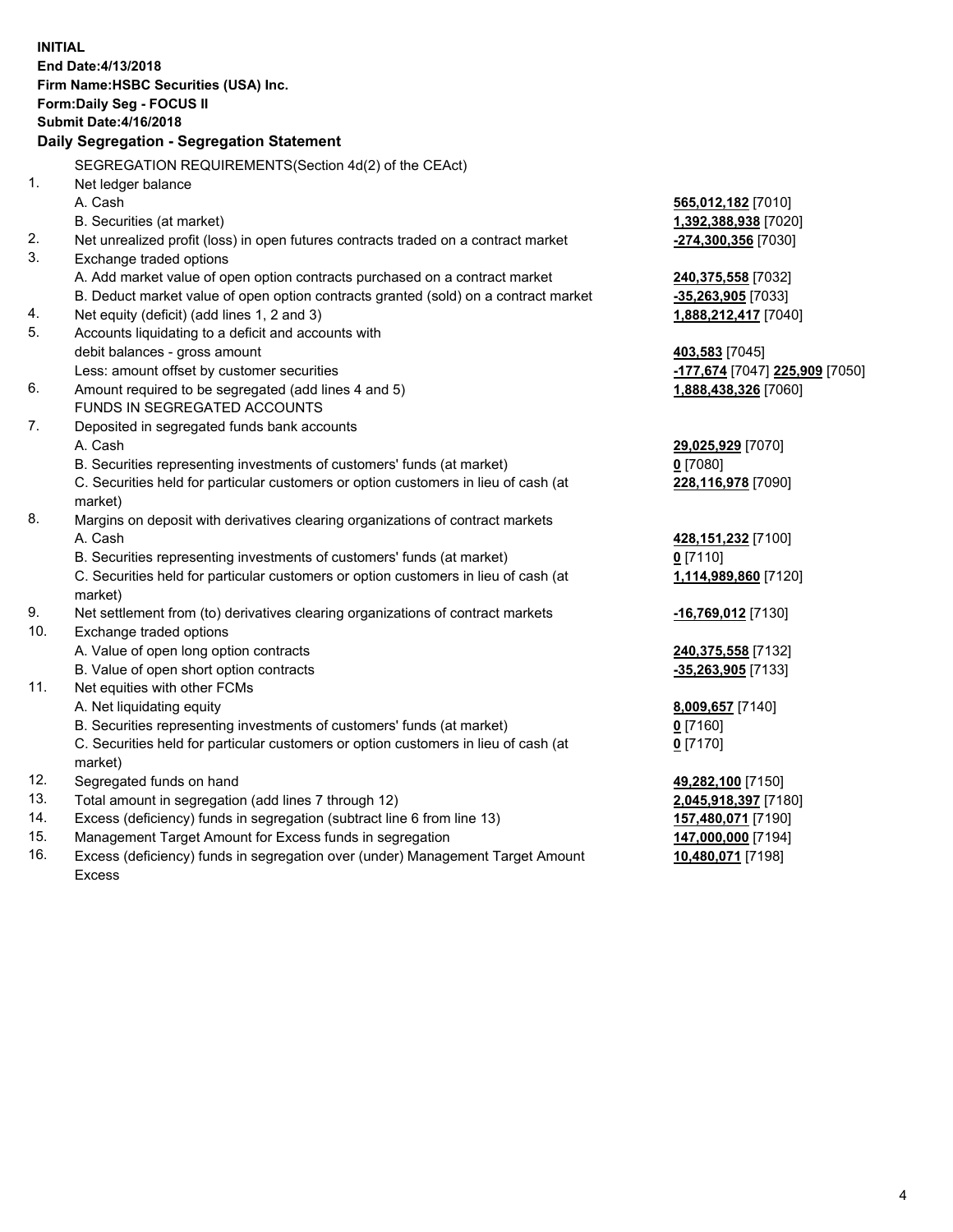**INITIAL**
**End Date:4/13/2018**
**Firm Name:HSBC Securities (USA) Inc.**
**Form:Daily Seg - FOCUS II**
**Submit Date:4/16/2018**

**Daily Segregation - Segregation Statement**

SEGREGATION REQUIREMENTS(Section 4d(2) of the CEAct)

| | | |
|---|---|---|
| 1. | Net ledger balance | |
| | A. Cash | **565,012,182** [7010] |
| | B. Securities (at market) | **1,392,388,938** [7020] |
| 2. | Net unrealized profit (loss) in open futures contracts traded on a contract market | **-274,300,356** [7030] |
| 3. | Exchange traded options | |
| | A. Add market value of open option contracts purchased on a contract market | **240,375,558** [7032] |
| | B. Deduct market value of open option contracts granted (sold) on a contract market | **-35,263,905** [7033] |
| 4. | Net equity (deficit) (add lines 1, 2 and 3) | **1,888,212,417** [7040] |
| 5. | Accounts liquidating to a deficit and accounts with debit balances - gross amount | **403,583** [7045] |
| | Less: amount offset by customer securities | **-177,674** [7047] **225,909** [7050] |
| 6. | Amount required to be segregated (add lines 4 and 5) | **1,888,438,326** [7060] |
| | FUNDS IN SEGREGATED ACCOUNTS | |
| 7. | Deposited in segregated funds bank accounts | |
| | A. Cash | **29,025,929** [7070] |
| | B. Securities representing investments of customers' funds (at market) | **0** [7080] |
| | C. Securities held for particular customers or option customers in lieu of cash (at market) | **228,116,978** [7090] |
| 8. | Margins on deposit with derivatives clearing organizations of contract markets | |
| | A. Cash | **428,151,232** [7100] |
| | B. Securities representing investments of customers' funds (at market) | **0** [7110] |
| | C. Securities held for particular customers or option customers in lieu of cash (at market) | **1,114,989,860** [7120] |
| 9. | Net settlement from (to) derivatives clearing organizations of contract markets | **-16,769,012** [7130] |
| 10. | Exchange traded options | |
| | A. Value of open long option contracts | **240,375,558** [7132] |
| | B. Value of open short option contracts | **-35,263,905** [7133] |
| 11. | Net equities with other FCMs | |
| | A. Net liquidating equity | **8,009,657** [7140] |
| | B. Securities representing investments of customers' funds (at market) | **0** [7160] |
| | C. Securities held for particular customers or option customers in lieu of cash (at market) | **0** [7170] |
| 12. | Segregated funds on hand | **49,282,100** [7150] |
| 13. | Total amount in segregation (add lines 7 through 12) | **2,045,918,397** [7180] |
| 14. | Excess (deficiency) funds in segregation (subtract line 6 from line 13) | **157,480,071** [7190] |
| 15. | Management Target Amount for Excess funds in segregation | **147,000,000** [7194] |
| 16. | Excess (deficiency) funds in segregation over (under) Management Target Amount Excess | **10,480,071** [7198] |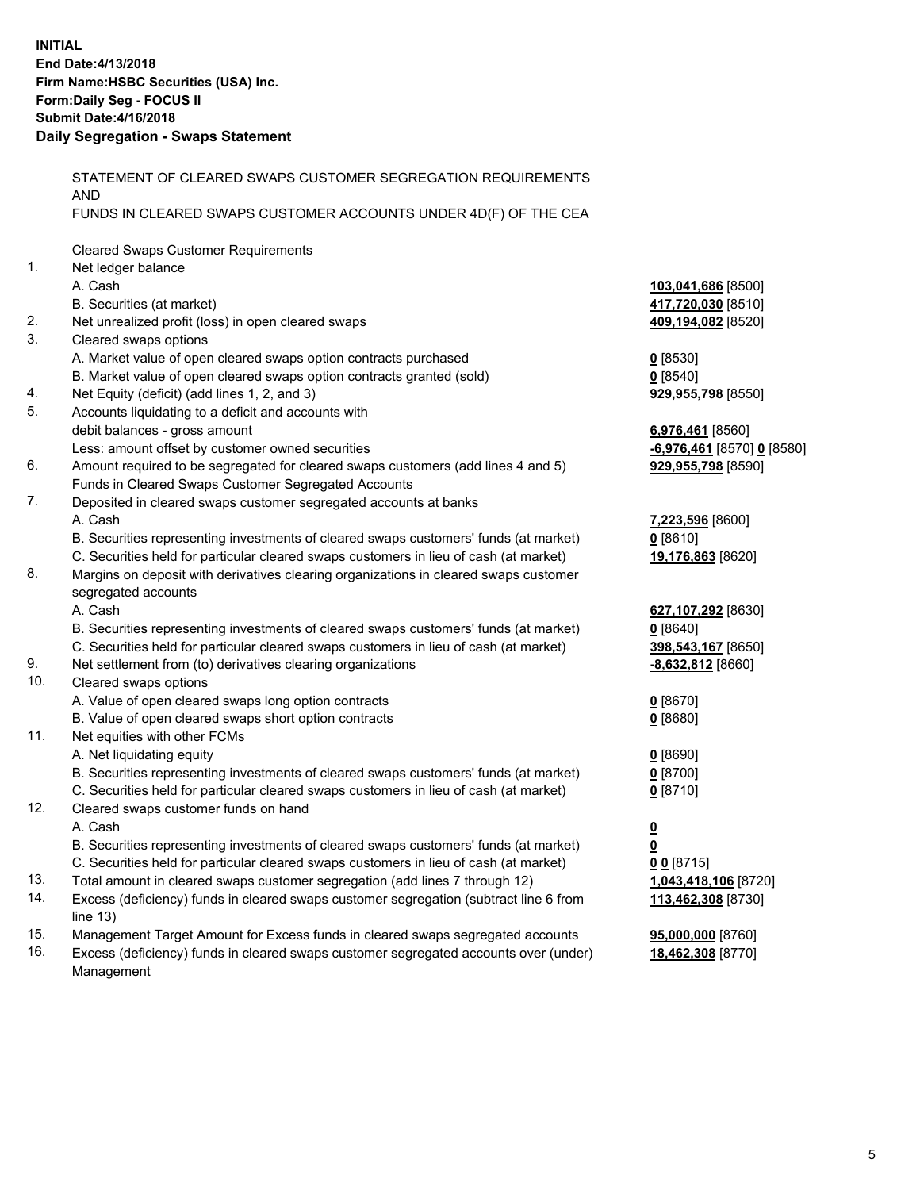**INITIAL**
**End Date:4/13/2018**
**Firm Name:HSBC Securities (USA) Inc.**
**Form:Daily Seg - FOCUS II**
**Submit Date:4/16/2018**
**Daily Segregation - Swaps Statement**

STATEMENT OF CLEARED SWAPS CUSTOMER SEGREGATION REQUIREMENTS AND FUNDS IN CLEARED SWAPS CUSTOMER ACCOUNTS UNDER 4D(F) OF THE CEA

| | | |
|---|---|---|
| | Cleared Swaps Customer Requirements | |
| 1. | Net ledger balance | |
| | A. Cash | **103,041,686** [8500] |
| | B. Securities (at market) | **417,720,030** [8510] |
| 2. | Net unrealized profit (loss) in open cleared swaps | **409,194,082** [8520] |
| 3. | Cleared swaps options | |
| | A. Market value of open cleared swaps option contracts purchased | **0** [8530] |
| | B. Market value of open cleared swaps option contracts granted (sold) | **0** [8540] |
| 4. | Net Equity (deficit) (add lines 1, 2, and 3) | **929,955,798** [8550] |
| 5. | Accounts liquidating to a deficit and accounts with debit balances - gross amount | **6,976,461** [8560] |
| | Less: amount offset by customer owned securities | **-6,976,461** [8570] **0** [8580] |
| 6. | Amount required to be segregated for cleared swaps customers (add lines 4 and 5) | **929,955,798** [8590] |
| | Funds in Cleared Swaps Customer Segregated Accounts | |
| 7. | Deposited in cleared swaps customer segregated accounts at banks | |
| | A. Cash | **7,223,596** [8600] |
| | B. Securities representing investments of cleared swaps customers' funds (at market) | **0** [8610] |
| | C. Securities held for particular cleared swaps customers in lieu of cash (at market) | **19,176,863** [8620] |
| 8. | Margins on deposit with derivatives clearing organizations in cleared swaps customer segregated accounts | |
| | A. Cash | **627,107,292** [8630] |
| | B. Securities representing investments of cleared swaps customers' funds (at market) | **0** [8640] |
| | C. Securities held for particular cleared swaps customers in lieu of cash (at market) | **398,543,167** [8650] |
| 9. | Net settlement from (to) derivatives clearing organizations | **-8,632,812** [8660] |
| 10. | Cleared swaps options | |
| | A. Value of open cleared swaps long option contracts | **0** [8670] |
| | B. Value of open cleared swaps short option contracts | **0** [8680] |
| 11. | Net equities with other FCMs | |
| | A. Net liquidating equity | **0** [8690] |
| | B. Securities representing investments of cleared swaps customers' funds (at market) | **0** [8700] |
| | C. Securities held for particular cleared swaps customers in lieu of cash (at market) | **0** [8710] |
| 12. | Cleared swaps customer funds on hand | |
| | A. Cash | **0** |
| | B. Securities representing investments of cleared swaps customers' funds (at market) | **0** |
| | C. Securities held for particular cleared swaps customers in lieu of cash (at market) | **0** **0** [8715] |
| 13. | Total amount in cleared swaps customer segregation (add lines 7 through 12) | **1,043,418,106** [8720] |
| 14. | Excess (deficiency) funds in cleared swaps customer segregation (subtract line 6 from line 13) | **113,462,308** [8730] |
| 15. | Management Target Amount for Excess funds in cleared swaps segregated accounts | **95,000,000** [8760] |
| 16. | Excess (deficiency) funds in cleared swaps customer segregated accounts over (under) Management | **18,462,308** [8770] |